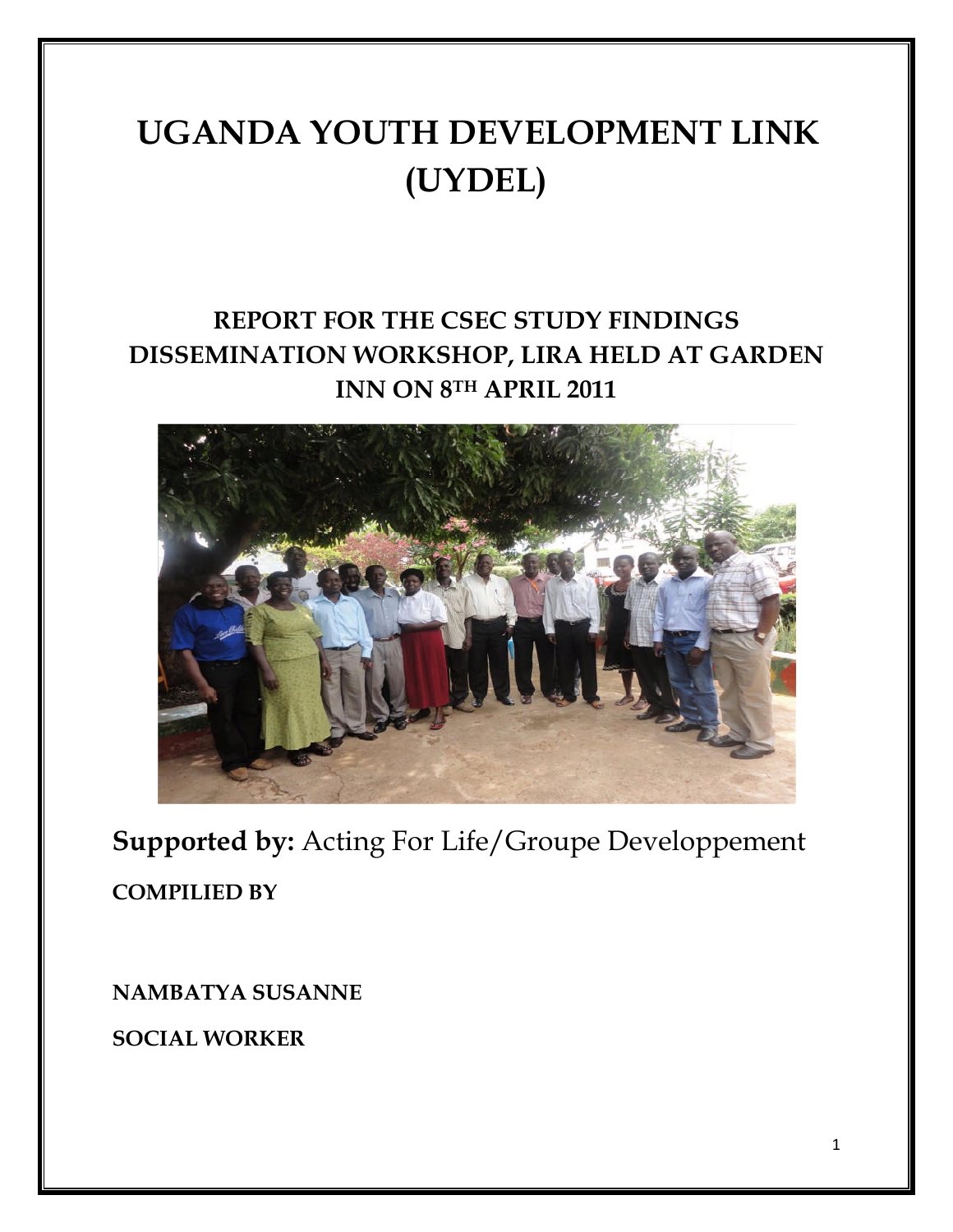# UGANDA YOUTH DEVELOPMENT LINK (UYDEL)

## REPORT FOR THE CSEC STUDY FINDINGS DISSEMINATION WORKSHOP, LIRA HELD AT GARDEN INN ON 8TH APRIL 2011

**Supported by:** Acting For Life/Groupe Developpement

**COMPILIED BY**

**NAMBATYA SUSANNE**

**SOCIAL WORKER**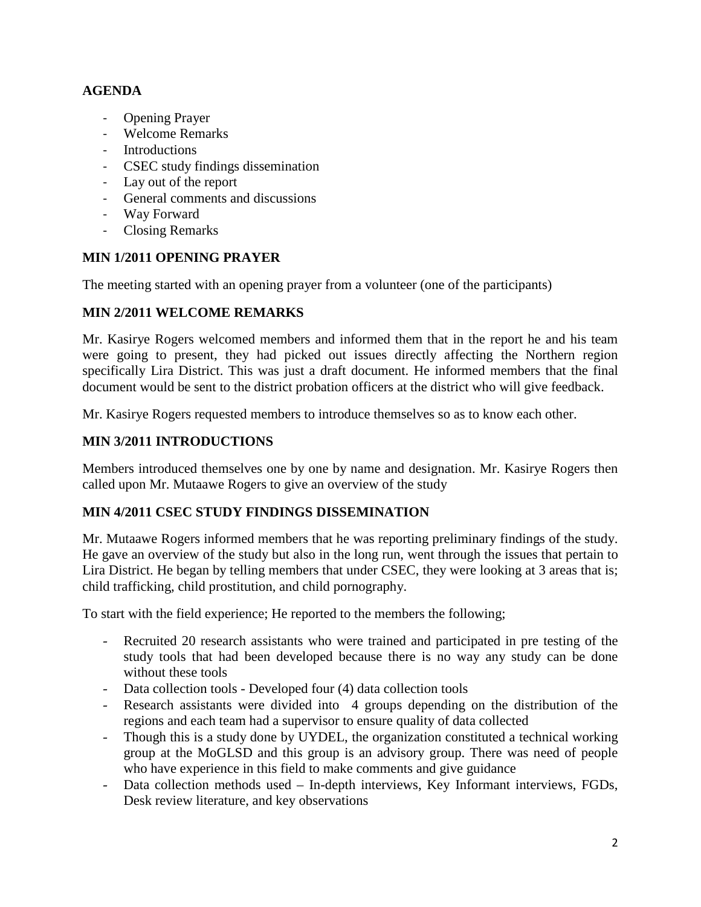**AGENDA**

- Opening Prayer
- Welcome Remarks
- Introductions
- CSEC study findings dissemination
- Lay out of the report
- General comments and discussions
- Way Forward
- Closing Remarks

**MIN 1/2011 OPENING PRAYER**

The meeting started with an opening prayer from a volunteer (one of the participants)

**MIN 2/2011 WELCOME REMARKS**

Mr. Kasirye Rogers welcomed members and informed them that in the report he and his team were going to present, they had picked out issues directly affecting the Northern region specifically Lira District. This was just a draft document. He informed members that the final document would be sent to the district probation officers at the district who will give feedback.

Mr. Kasirye Rogers requested members to introduce themselves so as to know each other.

**MIN 3/2011 INTRODUCTIONS**

Members introduced themselves one by one by name and designation. Mr. Kasirye Rogers then called upon Mr. Mutaawe Rogers to give an overview of the study

**MIN 4/2011 CSEC STUDY FINDINGS DISSEMINATION**

Mr. Mutaawe Rogers informed members that he was reporting preliminary findings of the study. He gave an overview of the study but also in the long run, went through the issues that pertain to Lira District. He began by telling members that under CSEC, they were looking at 3 areas that is; child trafficking, child prostitution, and child pornography.

To start with the field experience; He reported to the members the following;

- Recruited 20 research assistants who were trained and participated in pre testing of the study tools that had been developed because there is no way any study can be done without these tools
- Data collection tools - Developed four (4) data collection tools
- Research assistants were divided into 4 groups depending on the distribution of the regions and each team had a supervisor to ensure quality of data collected
- Though this is a study done by UYDEL, the organization constituted a technical working group at the MoGLSD and this group is an advisory group. There was need of people who have experience in this field to make comments and give guidance
- Data collection methods used – In-depth interviews, Key Informant interviews, FGDs, Desk review literature, and key observations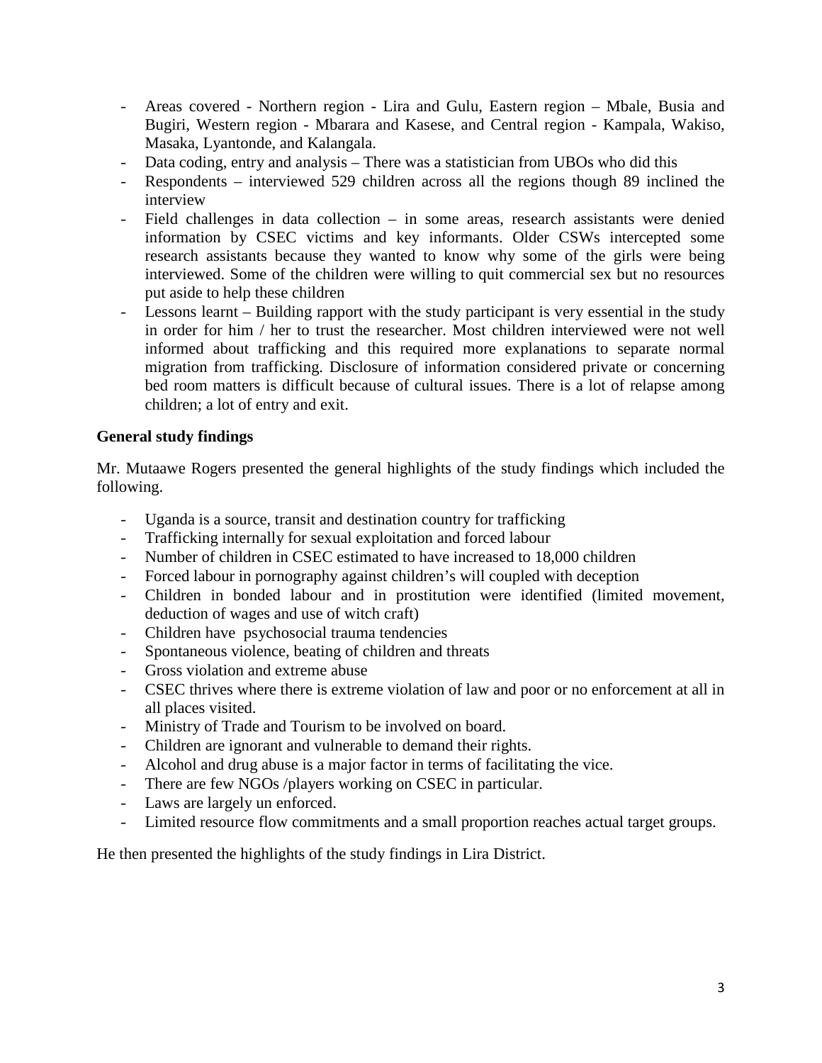- Areas covered - Northern region - Lira and Gulu, Eastern region – Mbale, Busia and Bugiri, Western region - Mbarara and Kasese, and Central region - Kampala, Wakiso, Masaka, Lyantonde, and Kalangala.
- Data coding, entry and analysis – There was a statistician from UBOs who did this
- Respondents – interviewed 529 children across all the regions though 89 inclined the interview
- Field challenges in data collection – in some areas, research assistants were denied information by CSEC victims and key informants. Older CSWs intercepted some research assistants because they wanted to know why some of the girls were being interviewed. Some of the children were willing to quit commercial sex but no resources put aside to help these children
- Lessons learnt – Building rapport with the study participant is very essential in the study in order for him / her to trust the researcher. Most children interviewed were not well informed about trafficking and this required more explanations to separate normal migration from trafficking. Disclosure of information considered private or concerning bed room matters is difficult because of cultural issues. There is a lot of relapse among children; a lot of entry and exit.

**General study findings**

Mr. Mutaawe Rogers presented the general highlights of the study findings which included the following.

- Uganda is a source, transit and destination country for trafficking
- Trafficking internally for sexual exploitation and forced labour
- Number of children in CSEC estimated to have increased to 18,000 children
- Forced labour in pornography against children's will coupled with deception
- Children in bonded labour and in prostitution were identified (limited movement, deduction of wages and use of witch craft)
- Children have psychosocial trauma tendencies
- Spontaneous violence, beating of children and threats
- Gross violation and extreme abuse
- CSEC thrives where there is extreme violation of law and poor or no enforcement at all in all places visited.
- Ministry of Trade and Tourism to be involved on board.
- Children are ignorant and vulnerable to demand their rights.
- Alcohol and drug abuse is a major factor in terms of facilitating the vice.
- There are few NGOs /players working on CSEC in particular.
- Laws are largely un enforced.
- Limited resource flow commitments and a small proportion reaches actual target groups.

He then presented the highlights of the study findings in Lira District.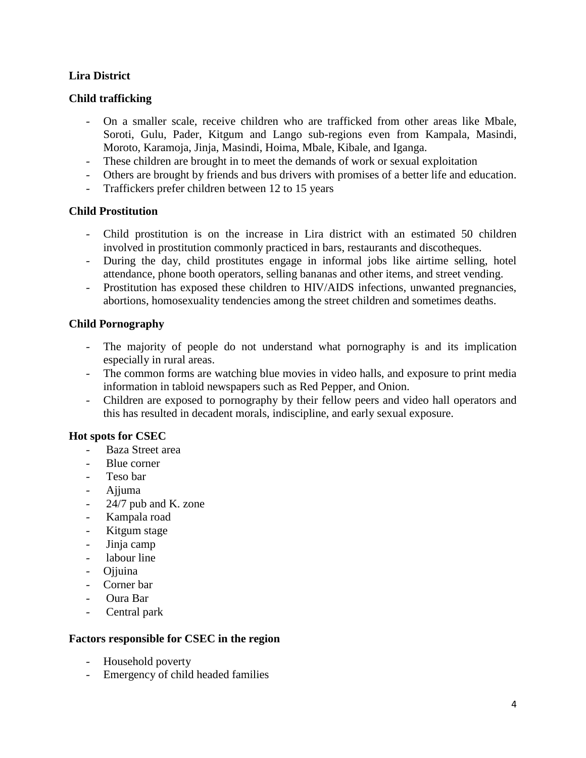**Lira District**

**Child trafficking**

- On a smaller scale, receive children who are trafficked from other areas like Mbale, Soroti, Gulu, Pader, Kitgum and Lango sub-regions even from Kampala, Masindi, Moroto, Karamoja, Jinja, Masindi, Hoima, Mbale, Kibale, and Iganga.
- These children are brought in to meet the demands of work or sexual exploitation
- Others are brought by friends and bus drivers with promises of a better life and education.
- Traffickers prefer children between 12 to 15 years

**Child Prostitution**

- Child prostitution is on the increase in Lira district with an estimated 50 children involved in prostitution commonly practiced in bars, restaurants and discotheques.
- During the day, child prostitutes engage in informal jobs like airtime selling, hotel attendance, phone booth operators, selling bananas and other items, and street vending.
- Prostitution has exposed these children to HIV/AIDS infections, unwanted pregnancies, abortions, homosexuality tendencies among the street children and sometimes deaths.

**Child Pornography**

- The majority of people do not understand what pornography is and its implication especially in rural areas.
- The common forms are watching blue movies in video halls, and exposure to print media information in tabloid newspapers such as Red Pepper, and Onion.
- Children are exposed to pornography by their fellow peers and video hall operators and this has resulted in decadent morals, indiscipline, and early sexual exposure.

**Hot spots for CSEC**

- Baza Street area
- Blue corner
- Teso bar
- Ajjuma
- 24/7 pub and K. zone
- Kampala road
- Kitgum stage
- Jinja camp
- labour line
- Ojjuina
- Corner bar
- Oura Bar
- Central park

**Factors responsible for CSEC in the region**

- Household poverty
- Emergency of child headed families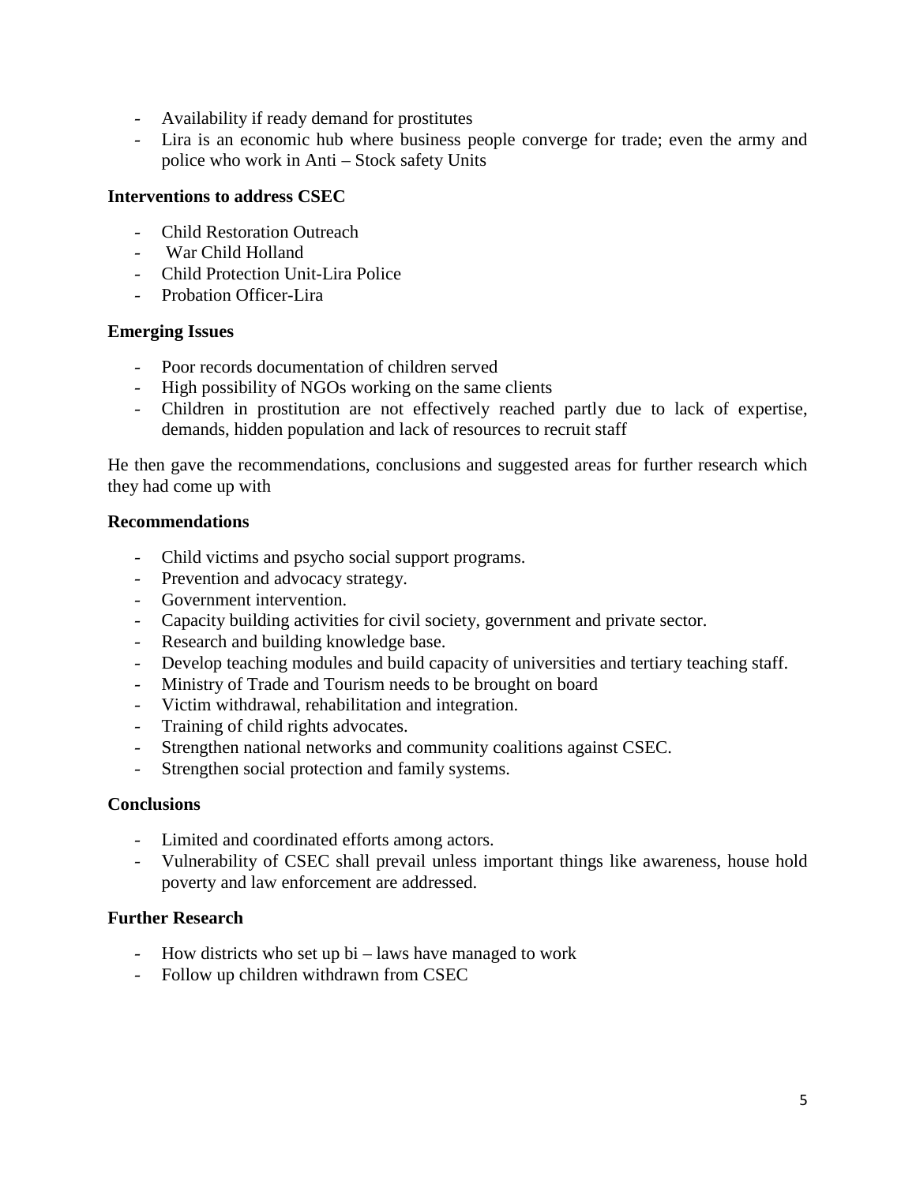- Availability if ready demand for prostitutes
- Lira is an economic hub where business people converge for trade; even the army and police who work in Anti – Stock safety Units

**Interventions to address CSEC**

- Child Restoration Outreach
- War Child Holland
- Child Protection Unit-Lira Police
- Probation Officer-Lira

**Emerging Issues**

- Poor records documentation of children served
- High possibility of NGOs working on the same clients
- Children in prostitution are not effectively reached partly due to lack of expertise, demands, hidden population and lack of resources to recruit staff

He then gave the recommendations, conclusions and suggested areas for further research which they had come up with

**Recommendations**

- Child victims and psycho social support programs.
- Prevention and advocacy strategy.
- Government intervention.
- Capacity building activities for civil society, government and private sector.
- Research and building knowledge base.
- Develop teaching modules and build capacity of universities and tertiary teaching staff.
- Ministry of Trade and Tourism needs to be brought on board
- Victim withdrawal, rehabilitation and integration.
- Training of child rights advocates.
- Strengthen national networks and community coalitions against CSEC.
- Strengthen social protection and family systems.

**Conclusions**

- Limited and coordinated efforts among actors.
- Vulnerability of CSEC shall prevail unless important things like awareness, house hold poverty and law enforcement are addressed.

**Further Research**

- How districts who set up bi – laws have managed to work
- Follow up children withdrawn from CSEC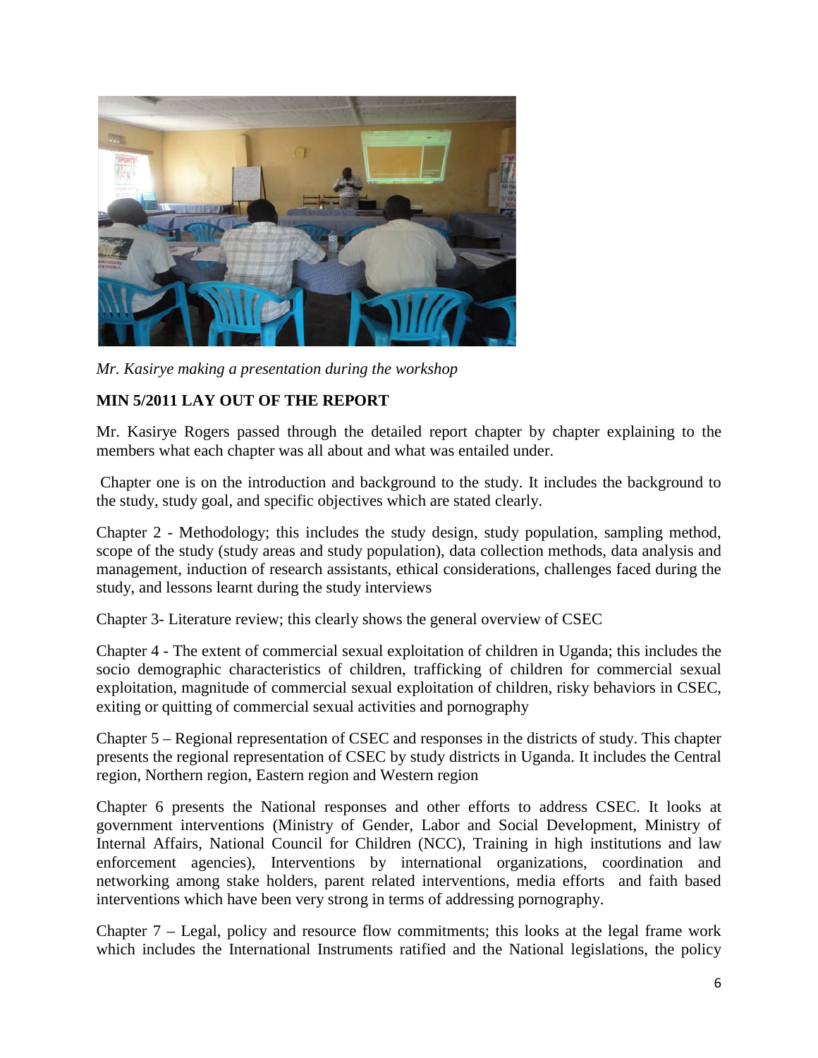*Mr. Kasirye making a presentation during the workshop*

**MIN 5/2011 LAY OUT OF THE REPORT**

Mr. Kasirye Rogers passed through the detailed report chapter by chapter explaining to the members what each chapter was all about and what was entailed under.

Chapter one is on the introduction and background to the study. It includes the background to the study, study goal, and specific objectives which are stated clearly.

Chapter 2 - Methodology; this includes the study design, study population, sampling method, scope of the study (study areas and study population), data collection methods, data analysis and management, induction of research assistants, ethical considerations, challenges faced during the study, and lessons learnt during the study interviews

Chapter 3- Literature review; this clearly shows the general overview of CSEC

Chapter 4 - The extent of commercial sexual exploitation of children in Uganda; this includes the socio demographic characteristics of children, trafficking of children for commercial sexual exploitation, magnitude of commercial sexual exploitation of children, risky behaviors in CSEC, exiting or quitting of commercial sexual activities and pornography

Chapter 5 – Regional representation of CSEC and responses in the districts of study. This chapter presents the regional representation of CSEC by study districts in Uganda. It includes the Central region, Northern region, Eastern region and Western region

Chapter 6 presents the National responses and other efforts to address CSEC. It looks at government interventions (Ministry of Gender, Labor and Social Development, Ministry of Internal Affairs, National Council for Children (NCC), Training in high institutions and law enforcement agencies), Interventions by international organizations, coordination and networking among stake holders, parent related interventions, media efforts and faith based interventions which have been very strong in terms of addressing pornography.

Chapter 7 – Legal, policy and resource flow commitments; this looks at the legal frame work which includes the International Instruments ratified and the National legislations, the policy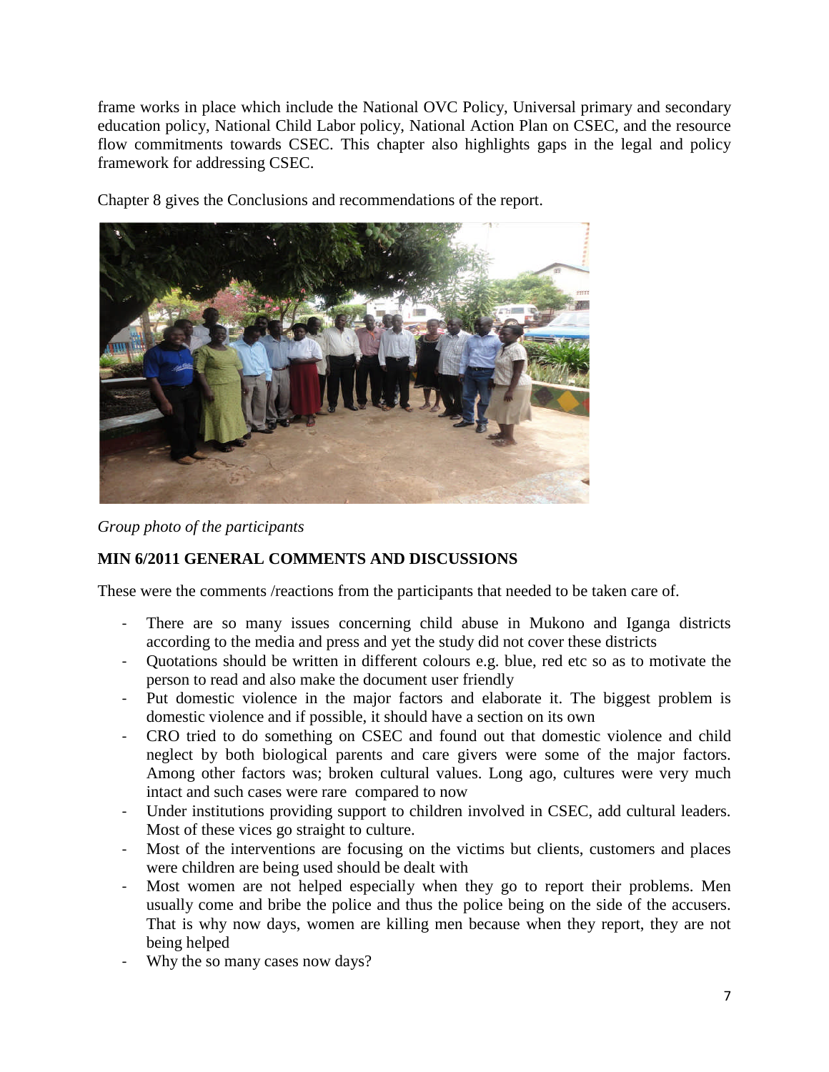frame works in place which include the National OVC Policy, Universal primary and secondary education policy, National Child Labor policy, National Action Plan on CSEC, and the resource flow commitments towards CSEC. This chapter also highlights gaps in the legal and policy framework for addressing CSEC.

Chapter 8 gives the Conclusions and recommendations of the report.

*Group photo of the participants*

**MIN 6/2011 GENERAL COMMENTS AND DISCUSSIONS**

These were the comments /reactions from the participants that needed to be taken care of.

- There are so many issues concerning child abuse in Mukono and Iganga districts according to the media and press and yet the study did not cover these districts
- Quotations should be written in different colours e.g. blue, red etc so as to motivate the person to read and also make the document user friendly
- Put domestic violence in the major factors and elaborate it. The biggest problem is domestic violence and if possible, it should have a section on its own
- CRO tried to do something on CSEC and found out that domestic violence and child neglect by both biological parents and care givers were some of the major factors. Among other factors was; broken cultural values. Long ago, cultures were very much intact and such cases were rare compared to now
- Under institutions providing support to children involved in CSEC, add cultural leaders. Most of these vices go straight to culture.
- Most of the interventions are focusing on the victims but clients, customers and places were children are being used should be dealt with
- Most women are not helped especially when they go to report their problems. Men usually come and bribe the police and thus the police being on the side of the accusers. That is why now days, women are killing men because when they report, they are not being helped
- Why the so many cases now days?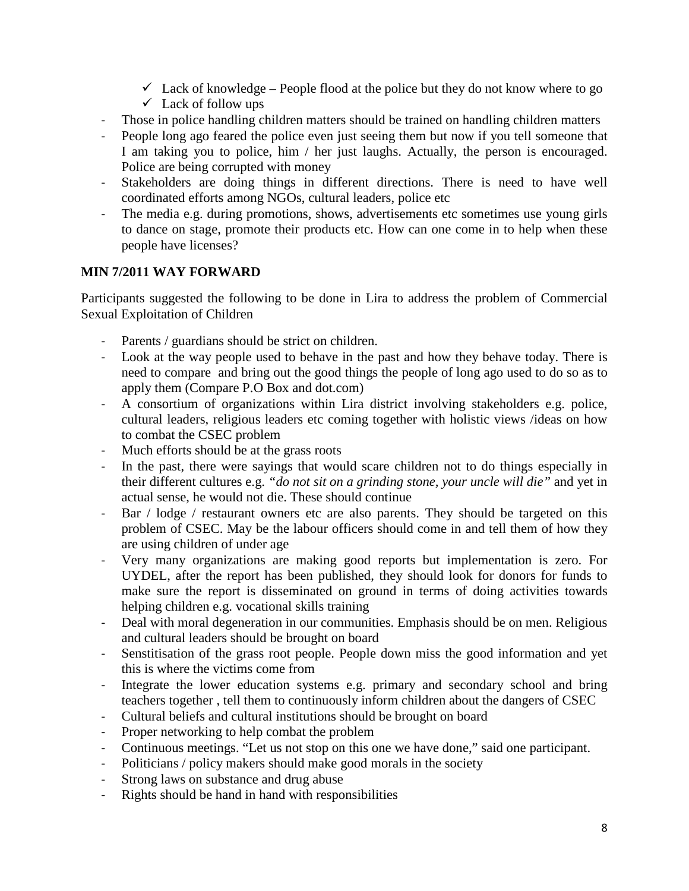- ✓ Lack of knowledge – People flood at the police but they do not know where to go
- ✓ Lack of follow ups

- Those in police handling children matters should be trained on handling children matters
- People long ago feared the police even just seeing them but now if you tell someone that I am taking you to police, him / her just laughs. Actually, the person is encouraged. Police are being corrupted with money
- Stakeholders are doing things in different directions. There is need to have well coordinated efforts among NGOs, cultural leaders, police etc
- The media e.g. during promotions, shows, advertisements etc sometimes use young girls to dance on stage, promote their products etc. How can one come in to help when these people have licenses?

**MIN 7/2011 WAY FORWARD**

Participants suggested the following to be done in Lira to address the problem of Commercial Sexual Exploitation of Children

- Parents / guardians should be strict on children.
- Look at the way people used to behave in the past and how they behave today. There is need to compare and bring out the good things the people of long ago used to do so as to apply them (Compare P.O Box and dot.com)
- A consortium of organizations within Lira district involving stakeholders e.g. police, cultural leaders, religious leaders etc coming together with holistic views /ideas on how to combat the CSEC problem
- Much efforts should be at the grass roots
- In the past, there were sayings that would scare children not to do things especially in their different cultures e.g. *"do not sit on a grinding stone, your uncle will die"* and yet in actual sense, he would not die. These should continue
- Bar / lodge / restaurant owners etc are also parents. They should be targeted on this problem of CSEC. May be the labour officers should come in and tell them of how they are using children of under age
- Very many organizations are making good reports but implementation is zero. For UYDEL, after the report has been published, they should look for donors for funds to make sure the report is disseminated on ground in terms of doing activities towards helping children e.g. vocational skills training
- Deal with moral degeneration in our communities. Emphasis should be on men. Religious and cultural leaders should be brought on board
- Senstitisation of the grass root people. People down miss the good information and yet this is where the victims come from
- Integrate the lower education systems e.g. primary and secondary school and bring teachers together , tell them to continuously inform children about the dangers of CSEC
- Cultural beliefs and cultural institutions should be brought on board
- Proper networking to help combat the problem
- Continuous meetings. "Let us not stop on this one we have done," said one participant.
- Politicians / policy makers should make good morals in the society
- Strong laws on substance and drug abuse
- Rights should be hand in hand with responsibilities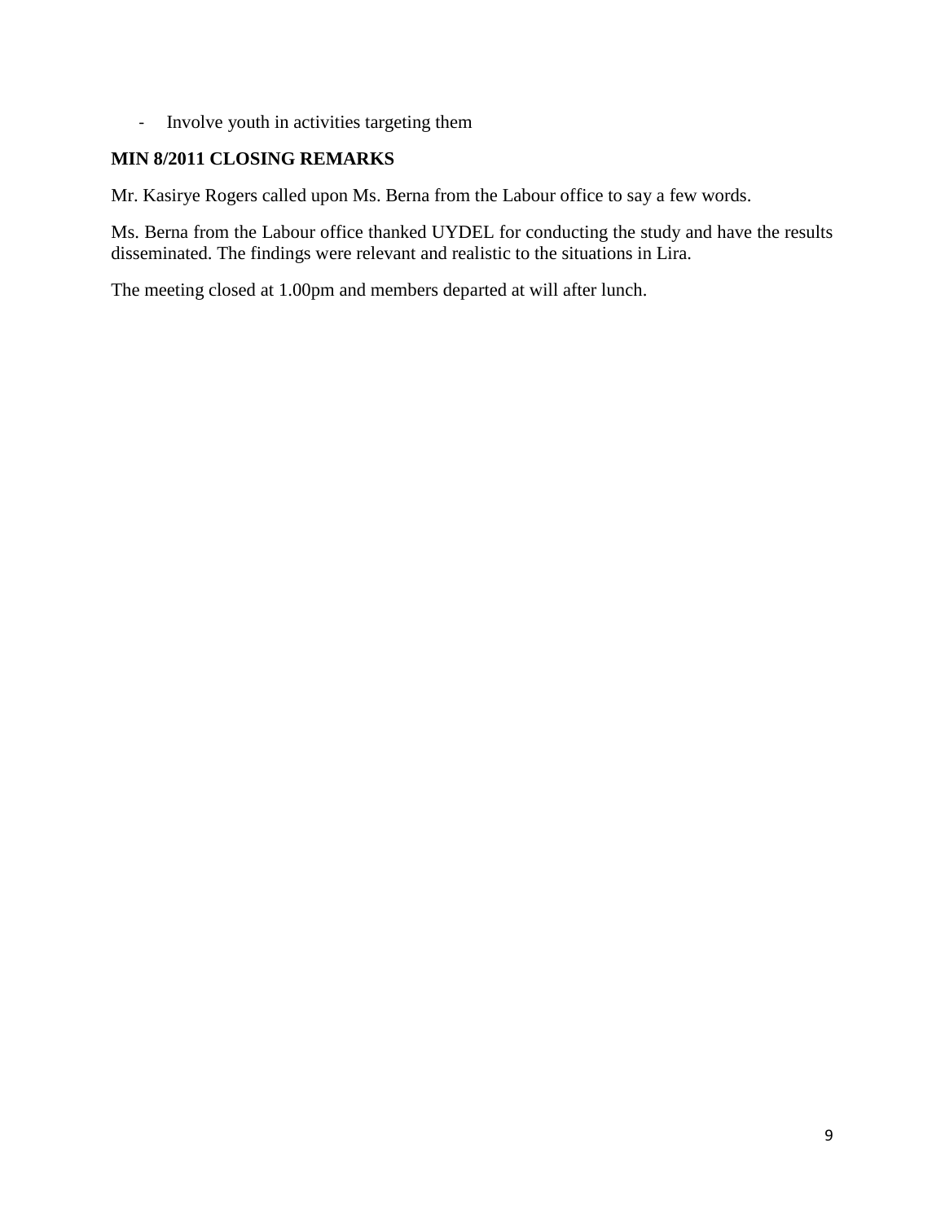- Involve youth in activities targeting them

**MIN 8/2011 CLOSING REMARKS**

Mr. Kasirye Rogers called upon Ms. Berna from the Labour office to say a few words.

Ms. Berna from the Labour office thanked UYDEL for conducting the study and have the results disseminated. The findings were relevant and realistic to the situations in Lira.

The meeting closed at 1.00pm and members departed at will after lunch.